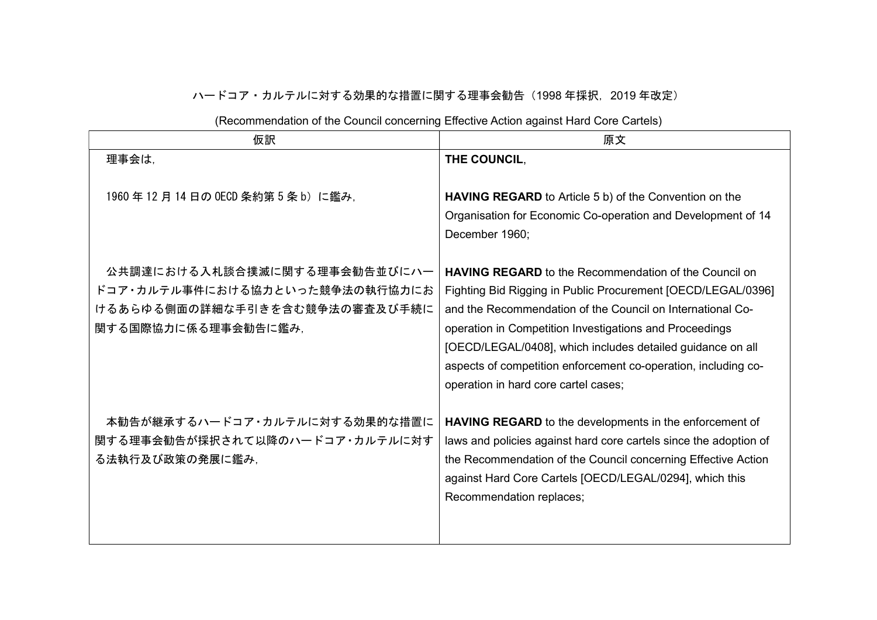# ハードコア・カルテルに対する効果的な措置に関する理事会勧告（1998 年採択，2019 年改定）

(Recommendation of the Council concerning Effective Action against Hard Core Cartels)

| 仮訳 | 原文 |
| --- | --- |
| 理事会は, | **THE COUNCIL**, |
| 1960 年 12 月 14 日の OECD 条約第 5 条 b）に鑑み, | **HAVING REGARD** to Article 5 b) of the Convention on the Organisation for Economic Co-operation and Development of 14 December 1960; |
| 公共調達における入札談合撲滅に関する理事会勧告並びにハードコア・カルテル事件における協力といった競争法の執行協力におけるあらゆる側面の詳細な手引きを含む競争法の審査及び手続に関する国際協力に係る理事会勧告に鑑み, | **HAVING REGARD** to the Recommendation of the Council on Fighting Bid Rigging in Public Procurement [OECD/LEGAL/0396] and the Recommendation of the Council on International Co-operation in Competition Investigations and Proceedings [OECD/LEGAL/0408], which includes detailed guidance on all aspects of competition enforcement co-operation, including co-operation in hard core cartel cases; |
| 本勧告が継承するハードコア・カルテルに対する効果的な措置に関する理事会勧告が採択されて以降のハードコア・カルテルに対する法執行及び政策の発展に鑑み, | **HAVING REGARD** to the developments in the enforcement of laws and policies against hard core cartels since the adoption of the Recommendation of the Council concerning Effective Action against Hard Core Cartels [OECD/LEGAL/0294], which this Recommendation replaces; |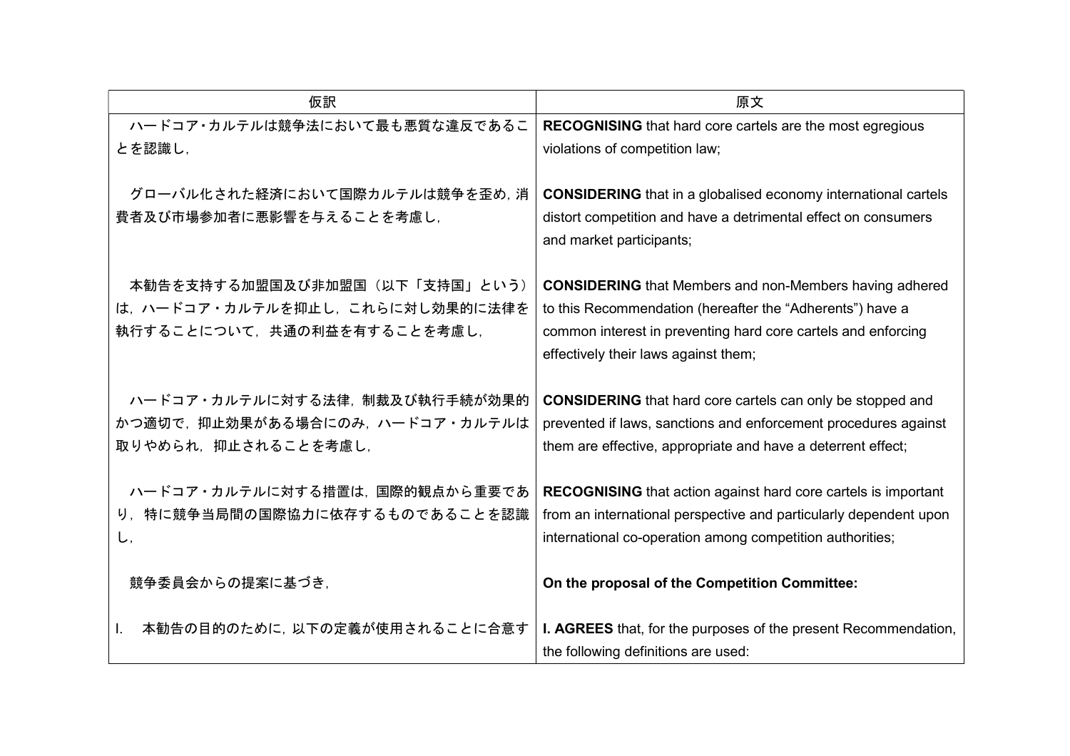| 仮訳 | 原文 |
|---|---|
| ハードコア・カルテルは競争法において最も悪質な違反であることを認識し, | **RECOGNISING** that hard core cartels are the most egregious violations of competition law; |
| グローバル化された経済において国際カルテルは競争を歪め，消費者及び市場参加者に悪影響を与えることを考慮し, | **CONSIDERING** that in a globalised economy international cartels distort competition and have a detrimental effect on consumers and market participants; |
| 本勧告を支持する加盟国及び非加盟国（以下「支持国」という）は，ハードコア・カルテルを抑止し，これらに対し効果的に法律を執行することについて，共通の利益を有することを考慮し, | **CONSIDERING** that Members and non-Members having adhered to this Recommendation (hereafter the “Adherents”) have a common interest in preventing hard core cartels and enforcing effectively their laws against them; |
| ハードコア・カルテルに対する法律，制裁及び執行手続が効果的かつ適切で，抑止効果がある場合にのみ，ハードコア・カルテルは取りやめられ，抑止されることを考慮し, | **CONSIDERING** that hard core cartels can only be stopped and prevented if laws, sanctions and enforcement procedures against them are effective, appropriate and have a deterrent effect; |
| ハードコア・カルテルに対する措置は，国際的観点から重要であり，特に競争当局間の国際協力に依存するものであることを認識し, | **RECOGNISING** that action against hard core cartels is important from an international perspective and particularly dependent upon international co-operation among competition authorities; |
| 競争委員会からの提案に基づき, | **On the proposal of the Competition Committee:** |
| I.　本勧告の目的のために，以下の定義が使用されることに合意す | **I. AGREES** that, for the purposes of the present Recommendation, the following definitions are used: |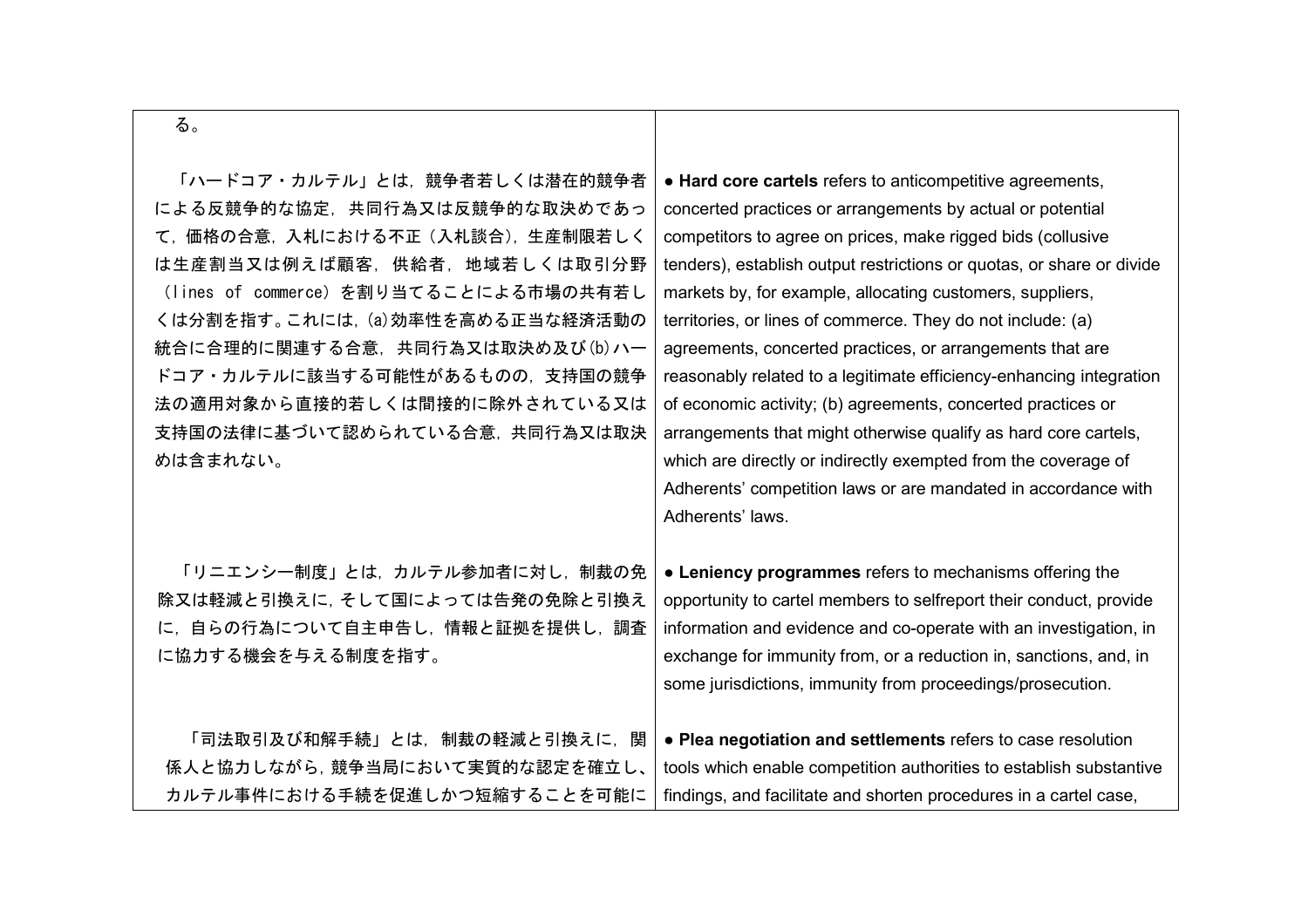| | |
|---|---|
| る。 | |
| 「ハードコア・カルテル」とは，競争者若しくは潜在的競争者による反競争的な協定，共同行為又は反競争的な取決めであって，価格の合意，入札における不正（入札談合），生産制限若しくは生産割当又は例えば顧客，供給者，地域若しくは取引分野（lines of commerce）を割り当てることによる市場の共有若しくは分割を指す。これには，(a)効率性を高める正当な経済活動の統合に合理的に関連する合意，共同行為又は取決め及び(b)ハードコア・カルテルに該当する可能性があるものの，支持国の競争法の適用対象から直接的若しくは間接的に除外されている又は支持国の法律に基づいて認められている合意，共同行為又は取決めは含まれない。 | ● **Hard core cartels** refers to anticompetitive agreements, concerted practices or arrangements by actual or potential competitors to agree on prices, make rigged bids (collusive tenders), establish output restrictions or quotas, or share or divide markets by, for example, allocating customers, suppliers, territories, or lines of commerce. They do not include: (a) agreements, concerted practices, or arrangements that are reasonably related to a legitimate efficiency-enhancing integration of economic activity; (b) agreements, concerted practices or arrangements that might otherwise qualify as hard core cartels, which are directly or indirectly exempted from the coverage of Adherents' competition laws or are mandated in accordance with Adherents' laws. |
| 「リニエンシー制度」とは，カルテル参加者に対し，制裁の免除又は軽減と引換えに，そして国によっては告発の免除と引換えに，自らの行為について自主申告し，情報と証拠を提供し，調査に協力する機会を与える制度を指す。 | ● **Leniency programmes** refers to mechanisms offering the opportunity to cartel members to selfreport their conduct, provide information and evidence and co-operate with an investigation, in exchange for immunity from, or a reduction in, sanctions, and, in some jurisdictions, immunity from proceedings/prosecution. |
| 「司法取引及び和解手続」とは，制裁の軽減と引換えに，関係人と協力しながら，競争当局において実質的な認定を確立し、カルテル事件における手続を促進しかつ短縮することを可能に | ● **Plea negotiation and settlements** refers to case resolution tools which enable competition authorities to establish substantive findings, and facilitate and shorten procedures in a cartel case, |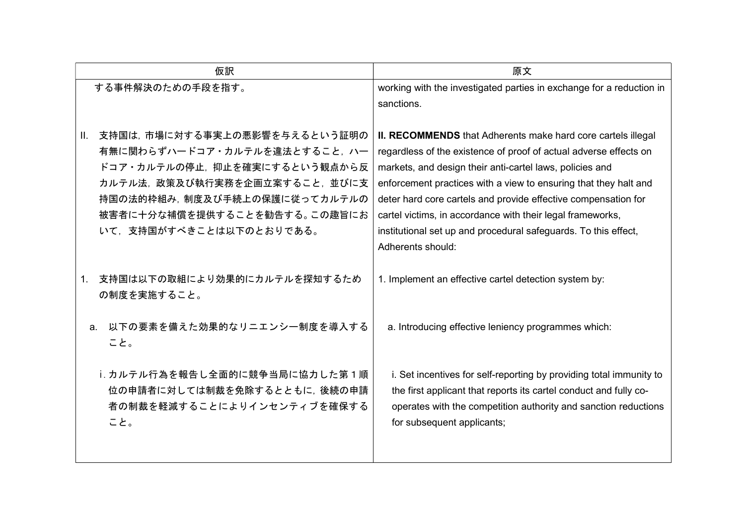| 仮訳 | 原文 |
|---|---|
| する事件解決のための手段を指す。 | working with the investigated parties in exchange for a reduction in sanctions. |
| II.　支持国は，市場に対する事実上の悪影響を与えるという証明の有無に関わらずハードコア・カルテルを違法とすること，ハードコア・カルテルの停止，抑止を確実にするという観点から反カルテル法，政策及び執行実務を企画立案すること，並びに支持国の法的枠組み，制度及び手続上の保護に従ってカルテルの被害者に十分な補償を提供することを勧告する。この趣旨において，支持国がすべきことは以下のとおりである。 | **II. RECOMMENDS** that Adherents make hard core cartels illegal regardless of the existence of proof of actual adverse effects on markets, and design their anti-cartel laws, policies and enforcement practices with a view to ensuring that they halt and deter hard core cartels and provide effective compensation for cartel victims, in accordance with their legal frameworks, institutional set up and procedural safeguards. To this effect, Adherents should: |
| 1.　支持国は以下の取組により効果的にカルテルを探知するための制度を実施すること。 | 1. Implement an effective cartel detection system by: |
| a.　以下の要素を備えた効果的なリニエンシー制度を導入すること。 | a. Introducing effective leniency programmes which: |
| i. カルテル行為を報告し全面的に競争当局に協力した第１順位の申請者に対しては制裁を免除するとともに，後続の申請者の制裁を軽減することによりインセンティブを確保すること。 | i. Set incentives for self-reporting by providing total immunity to the first applicant that reports its cartel conduct and fully co-operates with the competition authority and sanction reductions for subsequent applicants; |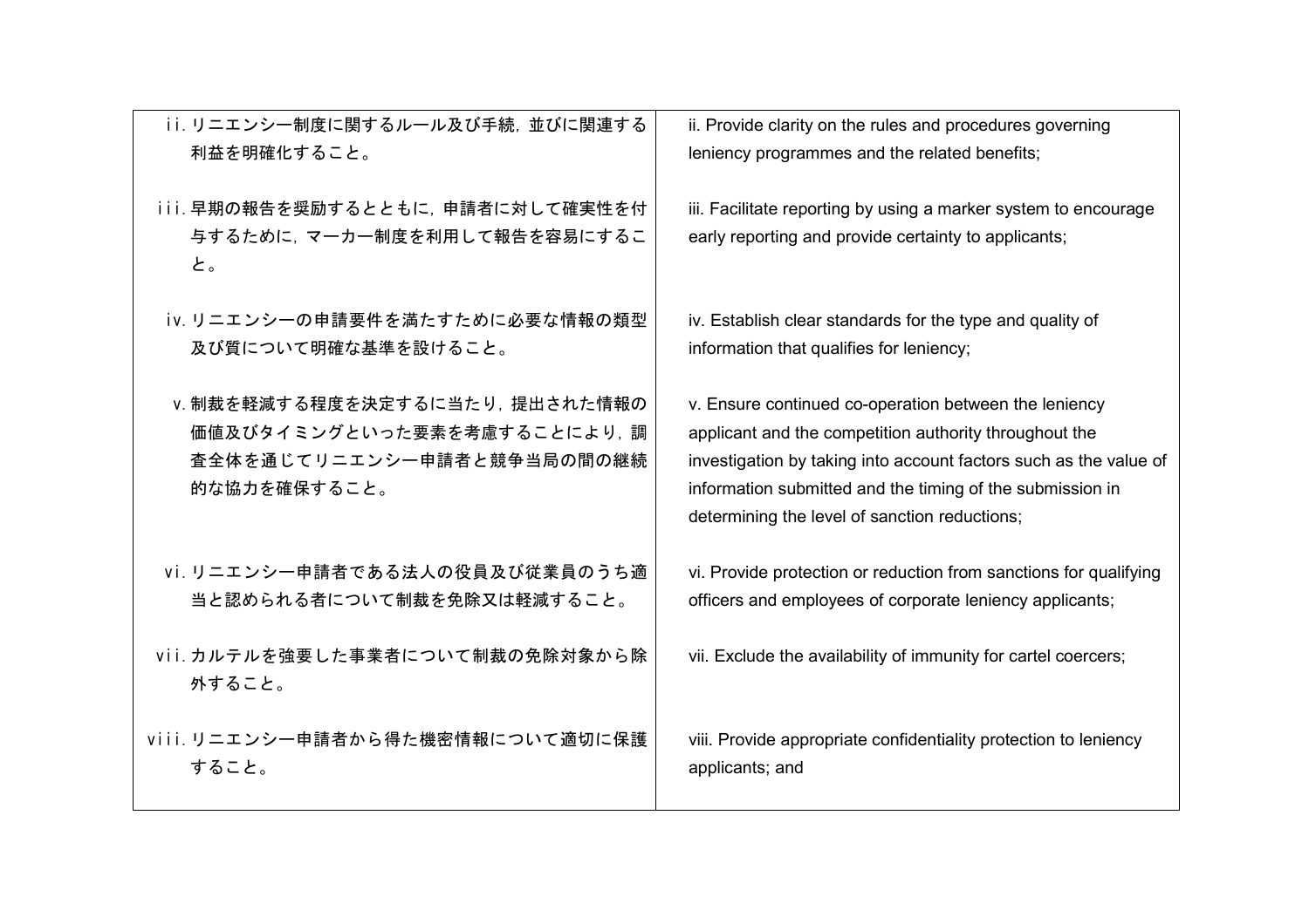| ii. リニエンシー制度に関するルール及び手続，並びに関連する利益を明確化すること。 | ii. Provide clarity on the rules and procedures governing leniency programmes and the related benefits; |
|---|---|
| iii. 早期の報告を奨励するとともに，申請者に対して確実性を付与するために，マーカー制度を利用して報告を容易にすること。 | iii. Facilitate reporting by using a marker system to encourage early reporting and provide certainty to applicants; |
| iv. リニエンシーの申請要件を満たすために必要な情報の類型及び質について明確な基準を設けること。 | iv. Establish clear standards for the type and quality of information that qualifies for leniency; |
| v. 制裁を軽減する程度を決定するに当たり，提出された情報の価値及びタイミングといった要素を考慮することにより，調査全体を通じてリニエンシー申請者と競争当局の間の継続的な協力を確保すること。 | v. Ensure continued co-operation between the leniency applicant and the competition authority throughout the investigation by taking into account factors such as the value of information submitted and the timing of the submission in determining the level of sanction reductions; |
| vi. リニエンシー申請者である法人の役員及び従業員のうち適当と認められる者について制裁を免除又は軽減すること。 | vi. Provide protection or reduction from sanctions for qualifying officers and employees of corporate leniency applicants; |
| vii. カルテルを強要した事業者について制裁の免除対象から除外すること。 | vii. Exclude the availability of immunity for cartel coercers; |
| viii. リニエンシー申請者から得た機密情報について適切に保護すること。 | viii. Provide appropriate confidentiality protection to leniency applicants; and |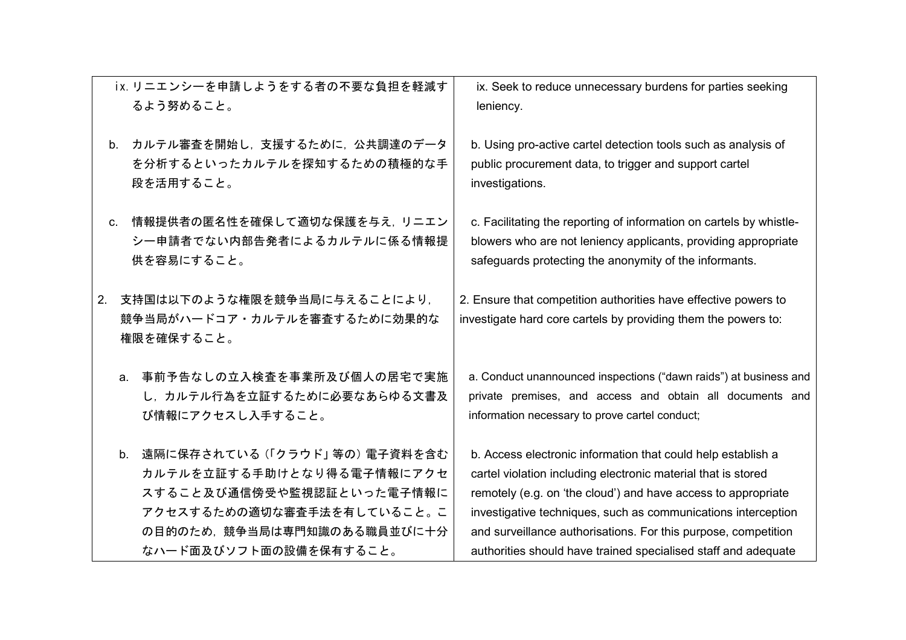| | |
|---|---|
| ix. リニエンシーを申請しようをする者の不要な負担を軽減するよう努めること。 | ix. Seek to reduce unnecessary burdens for parties seeking leniency. |
| b. カルテル審査を開始し，支援するために，公共調達のデータを分析するといったカルテルを探知するための積極的な手段を活用すること。 | b. Using pro-active cartel detection tools such as analysis of public procurement data, to trigger and support cartel investigations. |
| c. 情報提供者の匿名性を確保して適切な保護を与え，リニエンシー申請者でない内部告発者によるカルテルに係る情報提供を容易にすること。 | c. Facilitating the reporting of information on cartels by whistle-blowers who are not leniency applicants, providing appropriate safeguards protecting the anonymity of the informants. |
| 2. 支持国は以下のような権限を競争当局に与えることにより，競争当局がハードコア・カルテルを審査するために効果的な権限を確保すること。 | 2. Ensure that competition authorities have effective powers to investigate hard core cartels by providing them the powers to: |
| a. 事前予告なしの立入検査を事業所及び個人の居宅で実施し，カルテル行為を立証するために必要なあらゆる文書及び情報にアクセスし入手すること。 | a. Conduct unannounced inspections (“dawn raids”) at business and private premises, and access and obtain all documents and information necessary to prove cartel conduct; |
| b. 遠隔に保存されている（「クラウド」等の）電子資料を含むカルテルを立証する手助けとなり得る電子情報にアクセスすること及び通信傍受や監視認証といった電子情報にアクセスするための適切な審査手法を有していること。この目的のため，競争当局は専門知識のある職員並びに十分なハード面及びソフト面の設備を保有すること。 | b. Access electronic information that could help establish a cartel violation including electronic material that is stored remotely (e.g. on ‘the cloud’) and have access to appropriate investigative techniques, such as communications interception and surveillance authorisations. For this purpose, competition authorities should have trained specialised staff and adequate |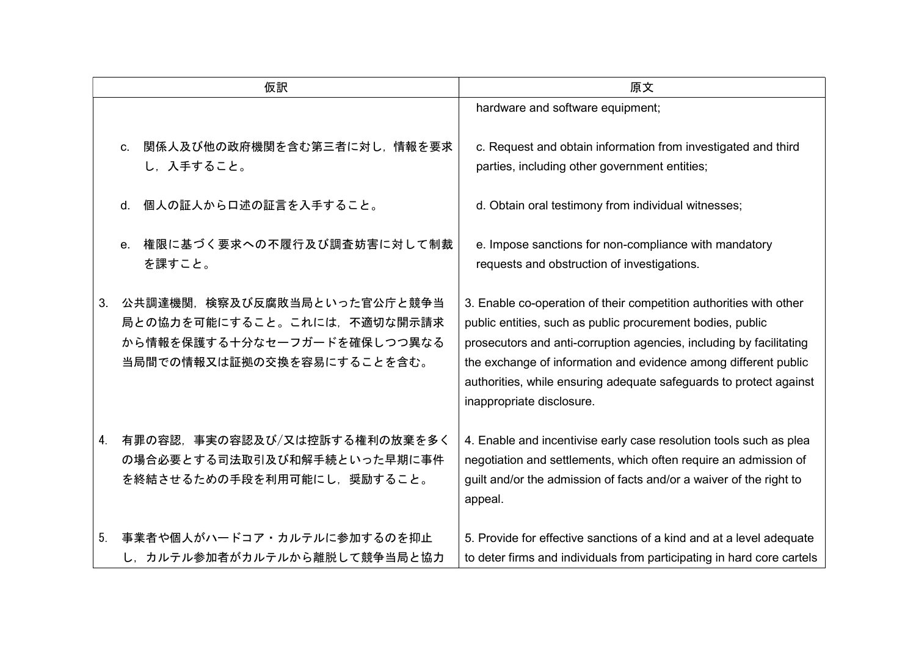| 仮訳 | 原文 |
| --- | --- |
| | hardware and software equipment; |
| c. 関係人及び他の政府機関を含む第三者に対し，情報を要求し，入手すること。 | c. Request and obtain information from investigated and third parties, including other government entities; |
| d. 個人の証人から口述の証言を入手すること。 | d. Obtain oral testimony from individual witnesses; |
| e. 権限に基づく要求への不履行及び調査妨害に対して制裁を課すこと。 | e. Impose sanctions for non-compliance with mandatory requests and obstruction of investigations. |
| 3. 公共調達機関，検察及び反腐敗当局といった官公庁と競争当局との協力を可能にすること。これには，不適切な開示請求から情報を保護する十分なセーフガードを確保しつつ異なる当局間での情報又は証拠の交換を容易にすることを含む。 | 3. Enable co-operation of their competition authorities with other public entities, such as public procurement bodies, public prosecutors and anti-corruption agencies, including by facilitating the exchange of information and evidence among different public authorities, while ensuring adequate safeguards to protect against inappropriate disclosure. |
| 4. 有罪の容認，事実の容認及び/又は控訴する権利の放棄を多くの場合必要とする司法取引及び和解手続といった早期に事件を終結させるための手段を利用可能にし，奨励すること。 | 4. Enable and incentivise early case resolution tools such as plea negotiation and settlements, which often require an admission of guilt and/or the admission of facts and/or a waiver of the right to appeal. |
| 5. 事業者や個人がハードコア・カルテルに参加するのを抑止し，カルテル参加者がカルテルから離脱して競争当局と協力 | 5. Provide for effective sanctions of a kind and at a level adequate to deter firms and individuals from participating in hard core cartels |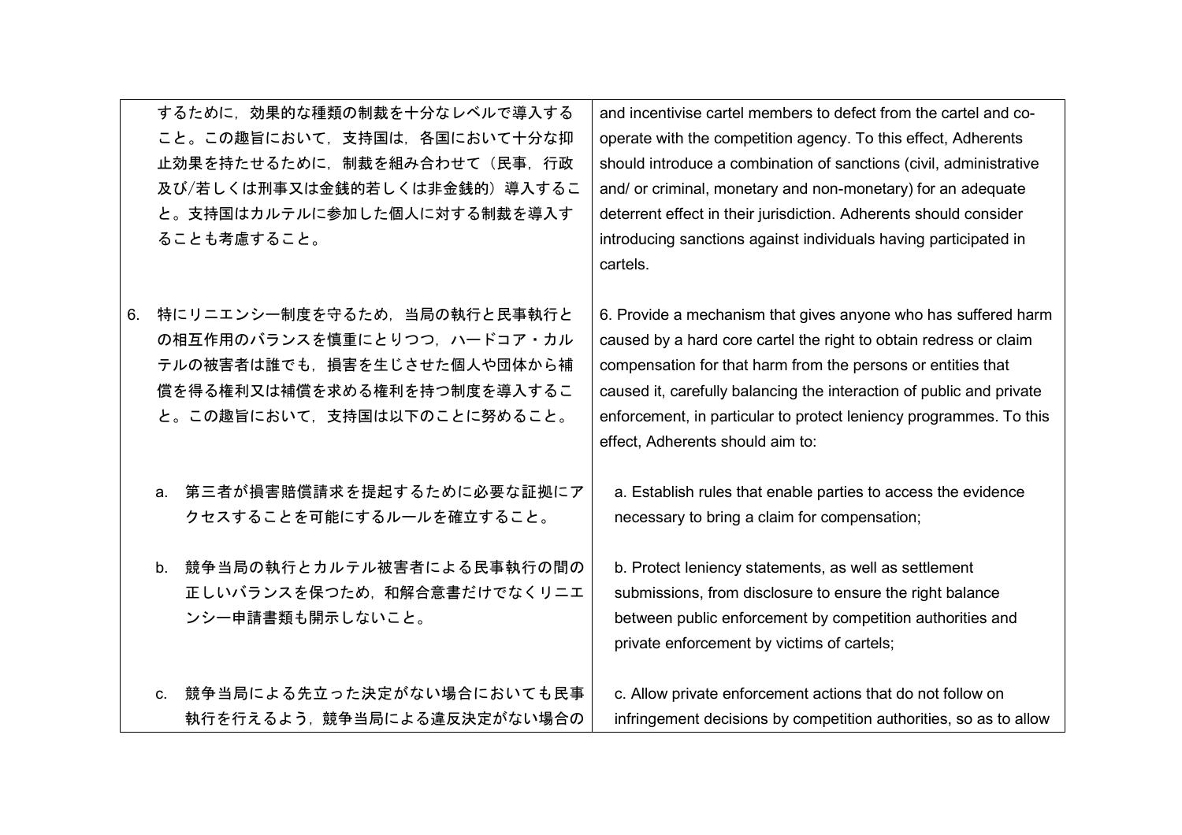| するために，効果的な種類の制裁を十分なレベルで導入すること。この趣旨において，支持国は，各国において十分な抑止効果を持たせるために，制裁を組み合わせて（民事，行政及び/若しくは刑事又は金銭的若しくは非金銭的）導入すること。支持国はカルテルに参加した個人に対する制裁を導入することも考慮すること。 | and incentivise cartel members to defect from the cartel and co-operate with the competition agency. To this effect, Adherents should introduce a combination of sanctions (civil, administrative and/ or criminal, monetary and non-monetary) for an adequate deterrent effect in their jurisdiction. Adherents should consider introducing sanctions against individuals having participated in cartels. |
|---|---|
| 6. 特にリニエンシー制度を守るため，当局の執行と民事執行との相互作用のバランスを慎重にとりつつ，ハードコア・カルテルの被害者は誰でも，損害を生じさせた個人や団体から補償を得る権利又は補償を求める権利を持つ制度を導入すること。この趣旨において，支持国は以下のことに努めること。 | 6. Provide a mechanism that gives anyone who has suffered harm caused by a hard core cartel the right to obtain redress or claim compensation for that harm from the persons or entities that caused it, carefully balancing the interaction of public and private enforcement, in particular to protect leniency programmes. To this effect, Adherents should aim to: |
| a. 第三者が損害賠償請求を提起するために必要な証拠にアクセスすることを可能にするルールを確立すること。 | a. Establish rules that enable parties to access the evidence necessary to bring a claim for compensation; |
| b. 競争当局の執行とカルテル被害者による民事執行の間の正しいバランスを保つため，和解合意書だけでなくリニエンシー申請書類も開示しないこと。 | b. Protect leniency statements, as well as settlement submissions, from disclosure to ensure the right balance between public enforcement by competition authorities and private enforcement by victims of cartels; |
| c. 競争当局による先立った決定がない場合においても民事執行を行えるよう，競争当局による違反決定がない場合の | c. Allow private enforcement actions that do not follow on infringement decisions by competition authorities, so as to allow |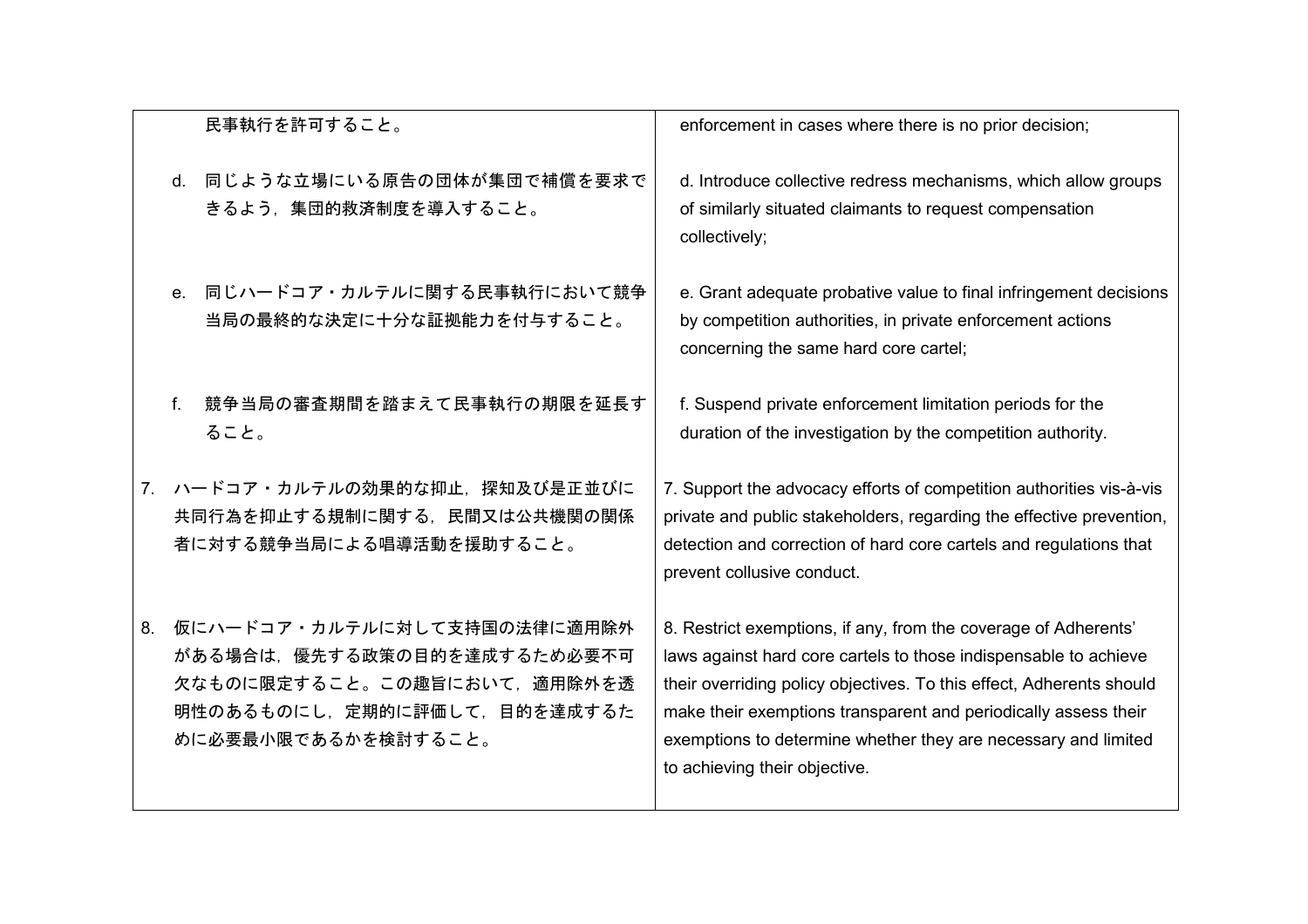| | |
|---|---|
| 民事執行を許可すること。 | enforcement in cases where there is no prior decision; |
| d. 同じような立場にいる原告の団体が集団で補償を要求できるよう，集団的救済制度を導入すること。 | d. Introduce collective redress mechanisms, which allow groups of similarly situated claimants to request compensation collectively; |
| e. 同じハードコア・カルテルに関する民事執行において競争当局の最終的な決定に十分な証拠能力を付与すること。 | e. Grant adequate probative value to final infringement decisions by competition authorities, in private enforcement actions concerning the same hard core cartel; |
| f. 競争当局の審査期間を踏まえて民事執行の期限を延長すること。 | f. Suspend private enforcement limitation periods for the duration of the investigation by the competition authority. |
| 7. ハードコア・カルテルの効果的な抑止，探知及び是正並びに共同行為を抑止する規制に関する，民間又は公共機関の関係者に対する競争当局による唱導活動を援助すること。 | 7. Support the advocacy efforts of competition authorities vis-à-vis private and public stakeholders, regarding the effective prevention, detection and correction of hard core cartels and regulations that prevent collusive conduct. |
| 8. 仮にハードコア・カルテルに対して支持国の法律に適用除外がある場合は，優先する政策の目的を達成するため必要不可欠なものに限定すること。この趣旨において，適用除外を透明性のあるものにし，定期的に評価して，目的を達成するために必要最小限であるかを検討すること。 | 8. Restrict exemptions, if any, from the coverage of Adherents' laws against hard core cartels to those indispensable to achieve their overriding policy objectives. To this effect, Adherents should make their exemptions transparent and periodically assess their exemptions to determine whether they are necessary and limited to achieving their objective. |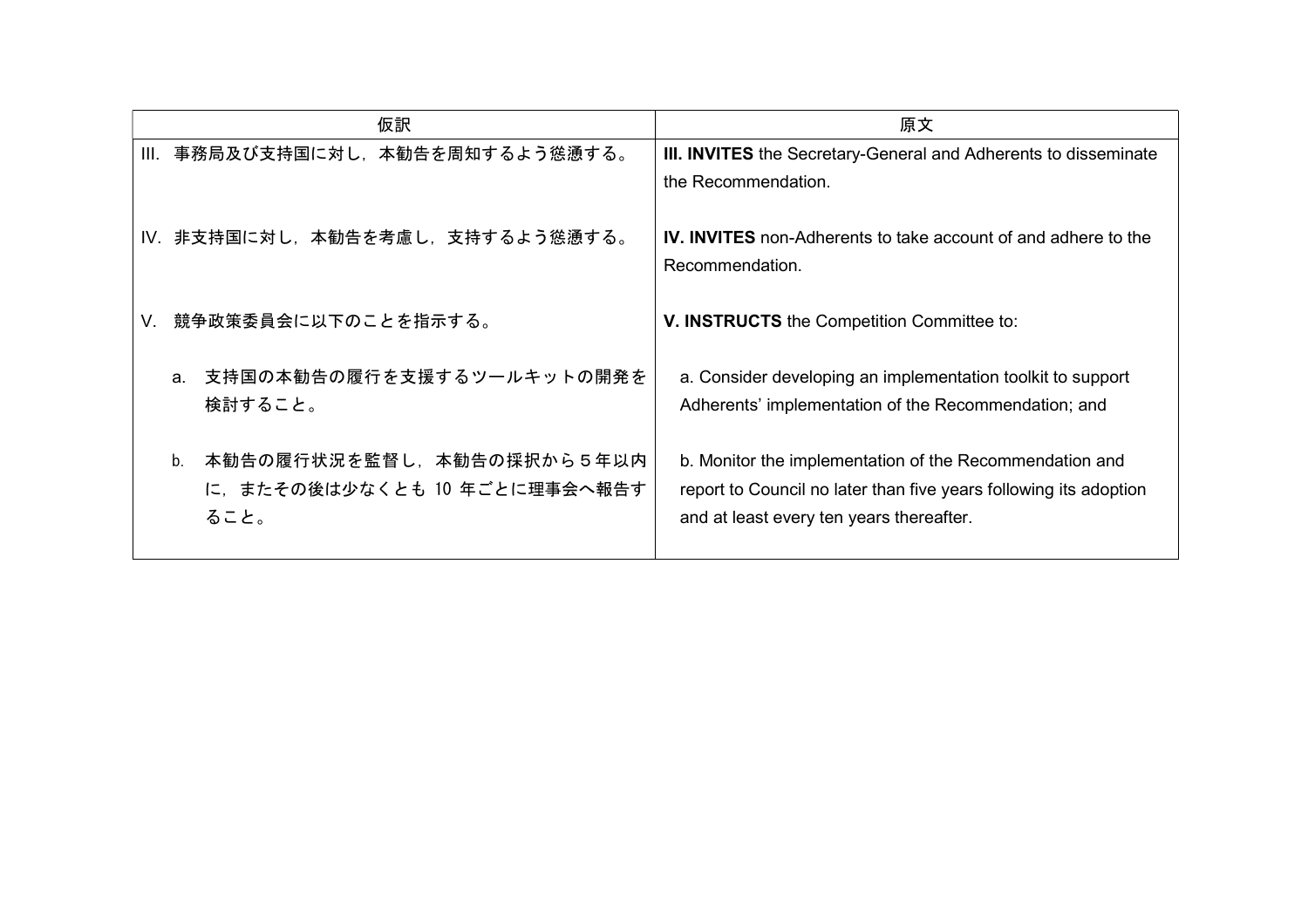| 仮訳 | 原文 |
| --- | --- |
| III. 事務局及び支持国に対し，本勧告を周知するよう慫慂する。 | **III. INVITES** the Secretary-General and Adherents to disseminate the Recommendation. |
| IV. 非支持国に対し，本勧告を考慮し，支持するよう慫慂する。 | **IV. INVITES** non-Adherents to take account of and adhere to the Recommendation. |
| V. 競争政策委員会に以下のことを指示する。 | **V. INSTRUCTS** the Competition Committee to: |
| a. 支持国の本勧告の履行を支援するツールキットの開発を検討すること。 | a. Consider developing an implementation toolkit to support Adherents' implementation of the Recommendation; and |
| b. 本勧告の履行状況を監督し，本勧告の採択から５年以内に，またその後は少なくとも 10 年ごとに理事会へ報告すること。 | b. Monitor the implementation of the Recommendation and report to Council no later than five years following its adoption and at least every ten years thereafter. |